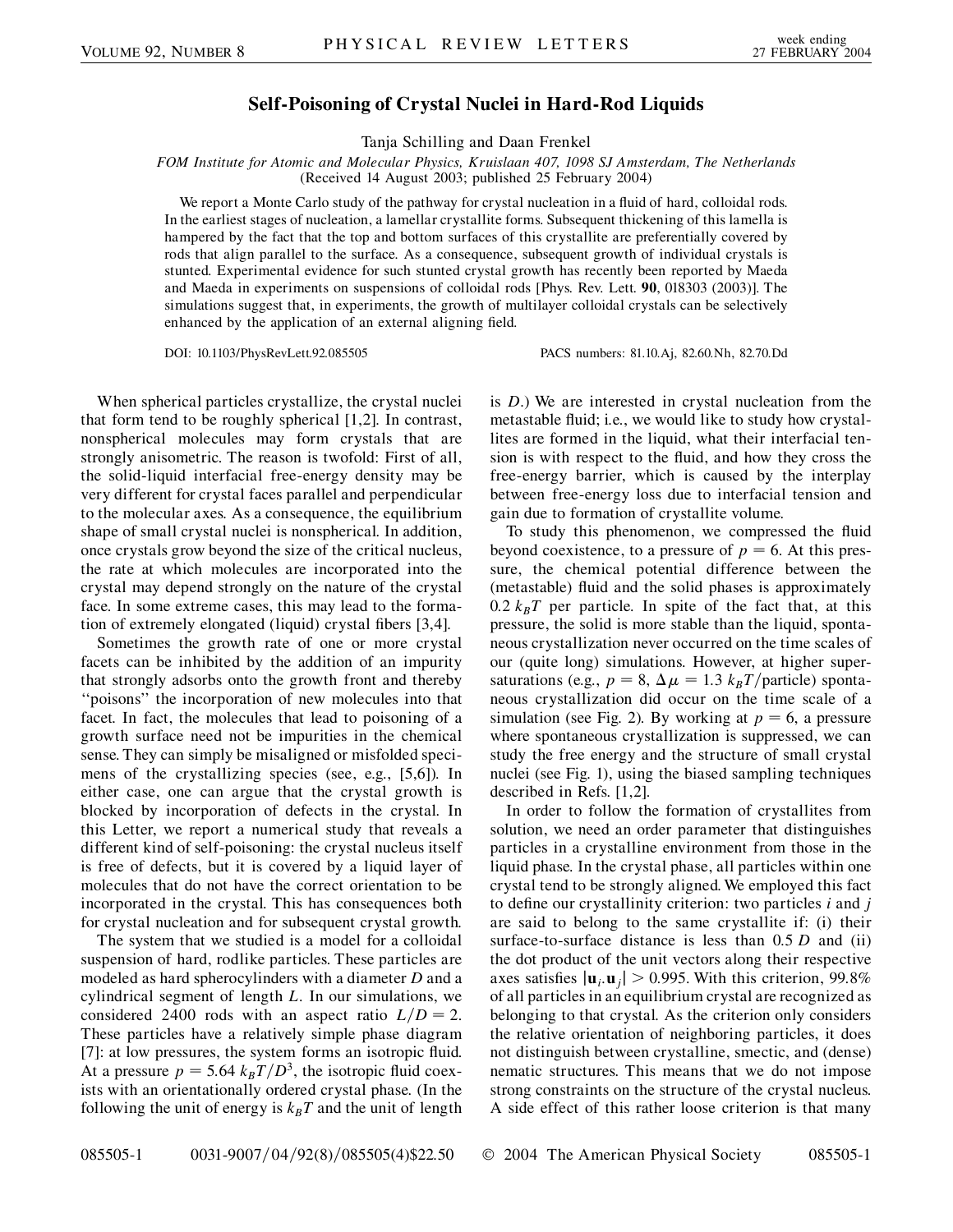# Self-Poisoning of Crystal Nuclei in Hard-Rod Liquids

Tanja Schilling and Daan Frenkel

*FOM Institute for Atomic and Molecular Physics, Kruislaan 407, 1098 SJ Amsterdam, The Netherlands*
(Received 14 August 2003; published 25 February 2004)

We report a Monte Carlo study of the pathway for crystal nucleation in a fluid of hard, colloidal rods. In the earliest stages of nucleation, a lamellar crystallite forms. Subsequent thickening of this lamella is hampered by the fact that the top and bottom surfaces of this crystallite are preferentially covered by rods that align parallel to the surface. As a consequence, subsequent growth of individual crystals is stunted. Experimental evidence for such stunted crystal growth has recently been reported by Maeda and Maeda in experiments on suspensions of colloidal rods [Phys. Rev. Lett. **90**, 018303 (2003)]. The simulations suggest that, in experiments, the growth of multilayer colloidal crystals can be selectively enhanced by the application of an external aligning field.

DOI: 10.1103/PhysRevLett.92.085505 PACS numbers: 81.10.Aj, 82.60.Nh, 82.70.Dd

When spherical particles crystallize, the crystal nuclei that form tend to be roughly spherical [1,2]. In contrast, nonspherical molecules may form crystals that are strongly anisometric. The reason is twofold: First of all, the solid-liquid interfacial free-energy density may be very different for crystal faces parallel and perpendicular to the molecular axes. As a consequence, the equilibrium shape of small crystal nuclei is nonspherical. In addition, once crystals grow beyond the size of the critical nucleus, the rate at which molecules are incorporated into the crystal may depend strongly on the nature of the crystal face. In some extreme cases, this may lead to the formation of extremely elongated (liquid) crystal fibers [3,4].

Sometimes the growth rate of one or more crystal facets can be inhibited by the addition of an impurity that strongly adsorbs onto the growth front and thereby "poisons" the incorporation of new molecules into that facet. In fact, the molecules that lead to poisoning of a growth surface need not be impurities in the chemical sense. They can simply be misaligned or misfolded specimens of the crystallizing species (see, e.g., [5,6]). In either case, one can argue that the crystal growth is blocked by incorporation of defects in the crystal. In this Letter, we report a numerical study that reveals a different kind of self-poisoning: the crystal nucleus itself is free of defects, but it is covered by a liquid layer of molecules that do not have the correct orientation to be incorporated in the crystal. This has consequences both for crystal nucleation and for subsequent crystal growth.

The system that we studied is a model for a colloidal suspension of hard, rodlike particles. These particles are modeled as hard spherocylinders with a diameter $D$ and a cylindrical segment of length $L$. In our simulations, we considered 2400 rods with an aspect ratio $L/D = 2$. These particles have a relatively simple phase diagram [7]: at low pressures, the system forms an isotropic fluid. At a pressure $p = 5.64\ k_BT/D^3$, the isotropic fluid coexists with an orientationally ordered crystal phase. (In the following the unit of energy is $k_BT$ and the unit of length is $D$.) We are interested in crystal nucleation from the metastable fluid; i.e., we would like to study how crystallites are formed in the liquid, what their interfacial tension is with respect to the fluid, and how they cross the free-energy barrier, which is caused by the interplay between free-energy loss due to interfacial tension and gain due to formation of crystallite volume.

To study this phenomenon, we compressed the fluid beyond coexistence, to a pressure of $p = 6$. At this pressure, the chemical potential difference between the (metastable) fluid and the solid phases is approximately $0.2\ k_BT$ per particle. In spite of the fact that, at this pressure, the solid is more stable than the liquid, spontaneous crystallization never occurred on the time scales of our (quite long) simulations. However, at higher supersaturations (e.g., $p = 8$, $\Delta\mu = 1.3\ k_BT$/particle) spontaneous crystallization did occur on the time scale of a simulation (see Fig. 2). By working at $p = 6$, a pressure where spontaneous crystallization is suppressed, we can study the free energy and the structure of small crystal nuclei (see Fig. 1), using the biased sampling techniques described in Refs. [1,2].

In order to follow the formation of crystallites from solution, we need an order parameter that distinguishes particles in a crystalline environment from those in the liquid phase. In the crystal phase, all particles within one crystal tend to be strongly aligned. We employed this fact to define our crystallinity criterion: two particles $i$ and $j$ are said to belong to the same crystallite if: (i) their surface-to-surface distance is less than $0.5\ D$ and (ii) the dot product of the unit vectors along their respective axes satisfies $|\mathbf{u}_i.\mathbf{u}_j| > 0.995$. With this criterion, 99.8% of all particles in an equilibrium crystal are recognized as belonging to that crystal. As the criterion only considers the relative orientation of neighboring particles, it does not distinguish between crystalline, smectic, and (dense) nematic structures. This means that we do not impose strong constraints on the structure of the crystal nucleus. A side effect of this rather loose criterion is that many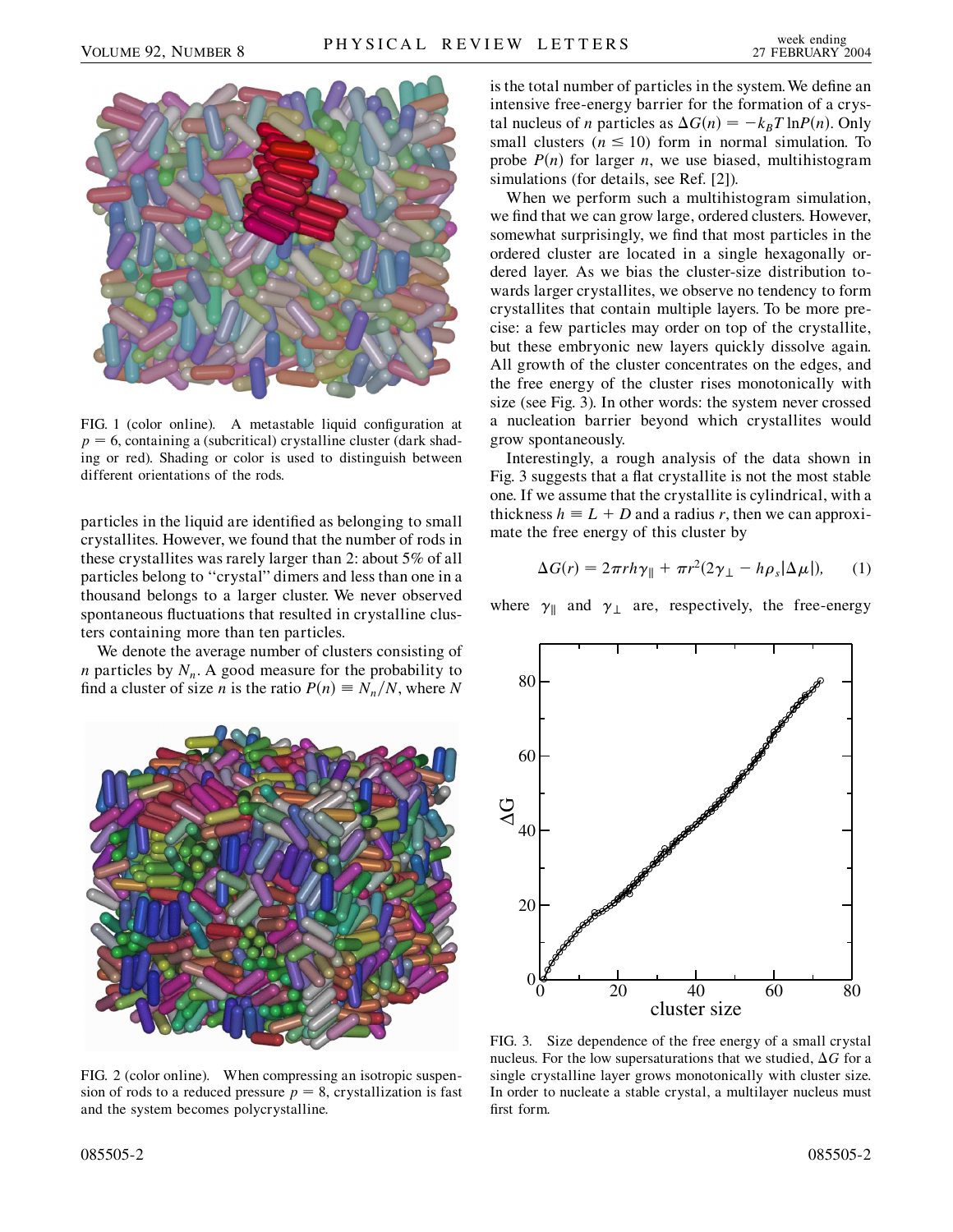FIG. 1 (color online). A metastable liquid configuration at $p = 6$, containing a (subcritical) crystalline cluster (dark shading or red). Shading or color is used to distinguish between different orientations of the rods.

particles in the liquid are identified as belonging to small crystallites. However, we found that the number of rods in these crystallites was rarely larger than 2: about 5% of all particles belong to "crystal" dimers and less than one in a thousand belongs to a larger cluster. We never observed spontaneous fluctuations that resulted in crystalline clusters containing more than ten particles.

We denote the average number of clusters consisting of $n$ particles by $N_n$. A good measure for the probability to find a cluster of size $n$ is the ratio $P(n) \equiv N_n/N$, where $N$ is the total number of particles in the system. We define an intensive free-energy barrier for the formation of a crystal nucleus of $n$ particles as $\Delta G(n) = -k_B T \ln P(n)$. Only small clusters ($n \leq 10$) form in normal simulation. To probe $P(n)$ for larger $n$, we use biased, multihistogram simulations (for details, see Ref. [2]).

FIG. 2 (color online). When compressing an isotropic suspension of rods to a reduced pressure $p = 8$, crystallization is fast and the system becomes polycrystalline.

When we perform such a multihistogram simulation, we find that we can grow large, ordered clusters. However, somewhat surprisingly, we find that most particles in the ordered cluster are located in a single hexagonally ordered layer. As we bias the cluster-size distribution towards larger crystallites, we observe no tendency to form crystallites that contain multiple layers. To be more precise: a few particles may order on top of the crystallite, but these embryonic new layers quickly dissolve again. All growth of the cluster concentrates on the edges, and the free energy of the cluster rises monotonically with size (see Fig. 3). In other words: the system never crossed a nucleation barrier beyond which crystallites would grow spontaneously.

Interestingly, a rough analysis of the data shown in Fig. 3 suggests that a flat crystallite is not the most stable one. If we assume that the crystallite is cylindrical, with a thickness $h \equiv L + D$ and a radius $r$, then we can approximate the free energy of this cluster by

$$\Delta G(r) = 2\pi r h \gamma_{\parallel} + \pi r^2 (2\gamma_{\perp} - h\rho_s |\Delta\mu|), \qquad (1)$$

where $\gamma_{\parallel}$ and $\gamma_{\perp}$ are, respectively, the free-energy

FIG. 3. Size dependence of the free energy of a small crystal nucleus. For the low supersaturations that we studied, $\Delta G$ for a single crystalline layer grows monotonically with cluster size. In order to nucleate a stable crystal, a multilayer nucleus must first form.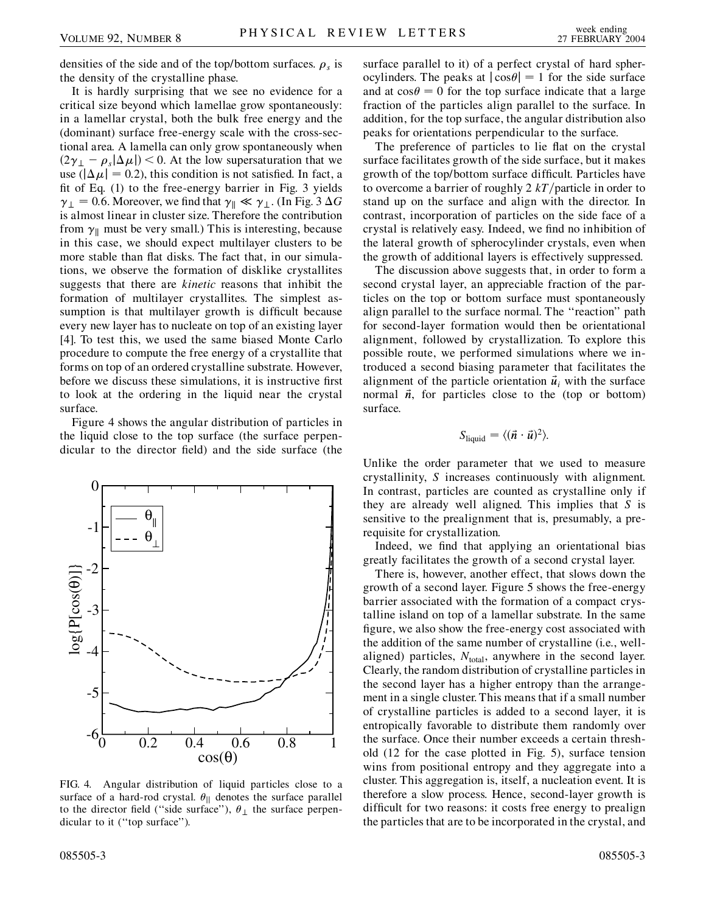densities of the side and of the top/bottom surfaces. $\rho_s$ is the density of the crystalline phase.

It is hardly surprising that we see no evidence for a critical size beyond which lamellae grow spontaneously: in a lamellar crystal, both the bulk free energy and the (dominant) surface free-energy scale with the cross-sectional area. A lamella can only grow spontaneously when $(2\gamma_\perp - \rho_s|\Delta\mu|) < 0$. At the low supersaturation that we use ($|\Delta\mu| = 0.2$), this condition is not satisfied. In fact, a fit of Eq. (1) to the free-energy barrier in Fig. 3 yields $\gamma_\perp = 0.6$. Moreover, we find that $\gamma_\parallel \ll \gamma_\perp$. (In Fig. 3 $\Delta G$ is almost linear in cluster size. Therefore the contribution from $\gamma_\parallel$ must be very small.) This is interesting, because in this case, we should expect multilayer clusters to be more stable than flat disks. The fact that, in our simulations, we observe the formation of disklike crystallites suggests that there are *kinetic* reasons that inhibit the formation of multilayer crystallites. The simplest assumption is that multilayer growth is difficult because every new layer has to nucleate on top of an existing layer [4]. To test this, we used the same biased Monte Carlo procedure to compute the free energy of a crystallite that forms on top of an ordered crystalline substrate. However, before we discuss these simulations, it is instructive first to look at the ordering in the liquid near the crystal surface.

Figure 4 shows the angular distribution of particles in the liquid close to the top surface (the surface perpendicular to the director field) and the side surface (the surface parallel to it) of a perfect crystal of hard spherocylinders. The peaks at $|\cos\theta| = 1$ for the side surface and at $\cos\theta = 0$ for the top surface indicate that a large fraction of the particles align parallel to the surface. In addition, for the top surface, the angular distribution also peaks for orientations perpendicular to the surface.

FIG. 4. Angular distribution of liquid particles close to a surface of a hard-rod crystal. $\theta_\parallel$ denotes the surface parallel to the director field ("side surface"), $\theta_\perp$ the surface perpendicular to it ("top surface").

The preference of particles to lie flat on the crystal surface facilitates growth of the side surface, but it makes growth of the top/bottom surface difficult. Particles have to overcome a barrier of roughly 2 $kT$/particle in order to stand up on the surface and align with the director. In contrast, incorporation of particles on the side face of a crystal is relatively easy. Indeed, we find no inhibition of the lateral growth of spherocylinder crystals, even when the growth of additional layers is effectively suppressed.

The discussion above suggests that, in order to form a second crystal layer, an appreciable fraction of the particles on the top or bottom surface must spontaneously align parallel to the surface normal. The "reaction" path for second-layer formation would then be orientational alignment, followed by crystallization. To explore this possible route, we performed simulations where we introduced a second biasing parameter that facilitates the alignment of the particle orientation $\vec{u}_i$ with the surface normal $\vec{n}$, for particles close to the (top or bottom) surface.

$$S_{\text{liquid}} = \langle(\vec{n} \cdot \vec{u})^2\rangle.$$

Unlike the order parameter that we used to measure crystallinity, $S$ increases continuously with alignment. In contrast, particles are counted as crystalline only if they are already well aligned. This implies that $S$ is sensitive to the prealignment that is, presumably, a prerequisite for crystallization.

Indeed, we find that applying an orientational bias greatly facilitates the growth of a second crystal layer.

There is, however, another effect, that slows down the growth of a second layer. Figure 5 shows the free-energy barrier associated with the formation of a compact crystalline island on top of a lamellar substrate. In the same figure, we also show the free-energy cost associated with the addition of the same number of crystalline (i.e., well-aligned) particles, $N_{\text{total}}$, anywhere in the second layer. Clearly, the random distribution of crystalline particles in the second layer has a higher entropy than the arrangement in a single cluster. This means that if a small number of crystalline particles is added to a second layer, it is entropically favorable to distribute them randomly over the surface. Once their number exceeds a certain threshold (12 for the case plotted in Fig. 5), surface tension wins from positional entropy and they aggregate into a cluster. This aggregation is, itself, a nucleation event. It is therefore a slow process. Hence, second-layer growth is difficult for two reasons: it costs free energy to prealign the particles that are to be incorporated in the crystal, and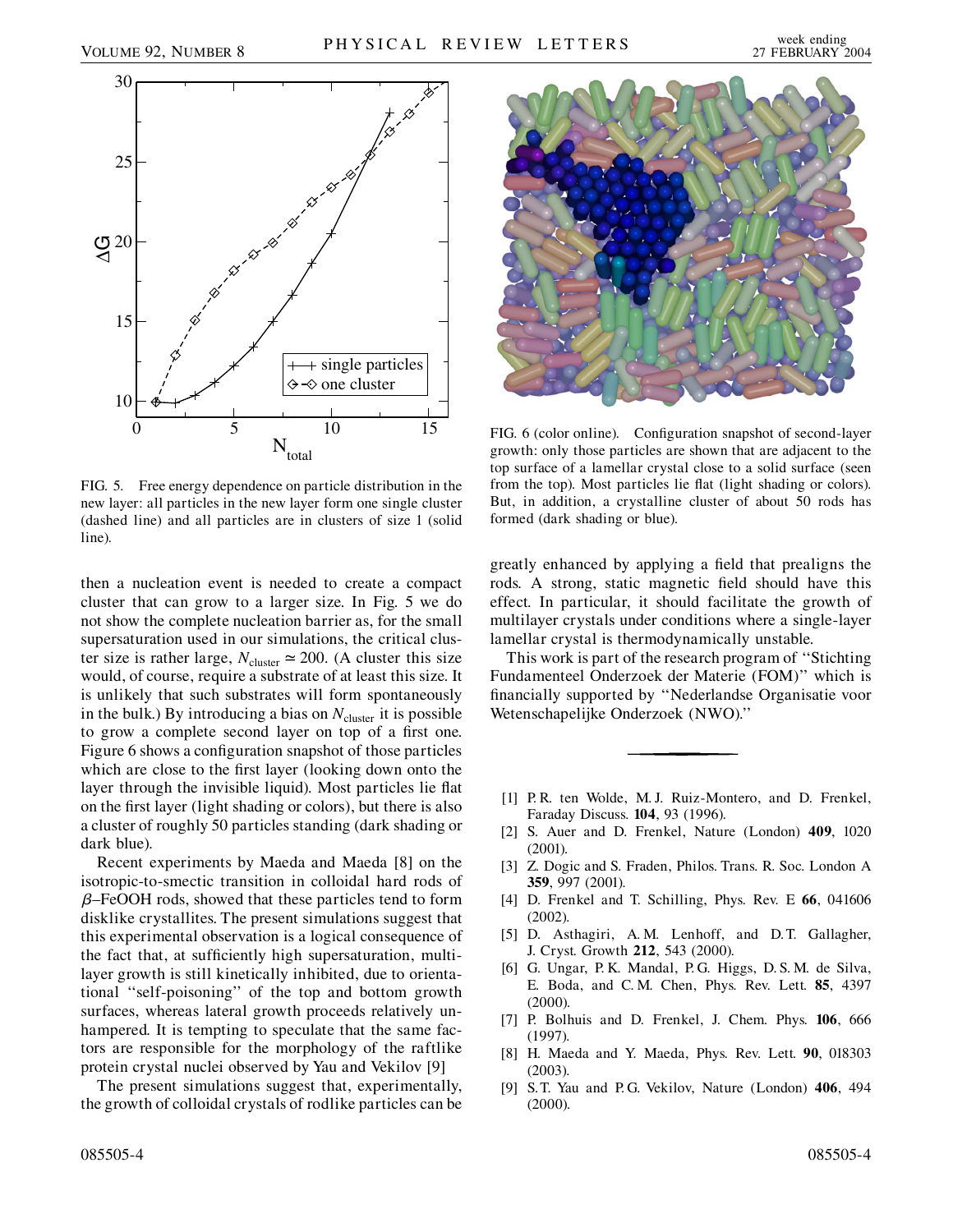30

25

ΔG 20

15

10

0 5 10 15

$N_{total}$

single particles

one cluster

FIG. 5. Free energy dependence on particle distribution in the new layer: all particles in the new layer form one single cluster (dashed line) and all particles are in clusters of size 1 (solid line).

FIG. 6 (color online). Configuration snapshot of second-layer growth: only those particles are shown that are adjacent to the top surface of a lamellar crystal close to a solid surface (seen from the top). Most particles lie flat (light shading or colors). But, in addition, a crystalline cluster of about 50 rods has formed (dark shading or blue).

then a nucleation event is needed to create a compact cluster that can grow to a larger size. In Fig. 5 we do not show the complete nucleation barrier as, for the small supersaturation used in our simulations, the critical cluster size is rather large, $N_{cluster} \simeq 200$. (A cluster this size would, of course, require a substrate of at least this size. It is unlikely that such substrates will form spontaneously in the bulk.) By introducing a bias on $N_{cluster}$ it is possible to grow a complete second layer on top of a first one. Figure 6 shows a configuration snapshot of those particles which are close to the first layer (looking down onto the layer through the invisible liquid). Most particles lie flat on the first layer (light shading or colors), but there is also a cluster of roughly 50 particles standing (dark shading or dark blue).

Recent experiments by Maeda and Maeda [8] on the isotropic-to-smectic transition in colloidal hard rods of $\beta$–FeOOH rods, showed that these particles tend to form disklike crystallites. The present simulations suggest that this experimental observation is a logical consequence of the fact that, at sufficiently high supersaturation, multilayer growth is still kinetically inhibited, due to orientational "self-poisoning" of the top and bottom growth surfaces, whereas lateral growth proceeds relatively unhampered. It is tempting to speculate that the same factors are responsible for the morphology of the raftlike protein crystal nuclei observed by Yau and Vekilov [9]

The present simulations suggest that, experimentally, the growth of colloidal crystals of rodlike particles can be greatly enhanced by applying a field that prealigns the rods. A strong, static magnetic field should have this effect. In particular, it should facilitate the growth of multilayer crystals under conditions where a single-layer lamellar crystal is thermodynamically unstable.

This work is part of the research program of "Stichting Fundamenteel Onderzoek der Materie (FOM)" which is financially supported by "Nederlandse Organisatie voor Wetenschapelijke Onderzoek (NWO)."

---

[1] P. R. ten Wolde, M. J. Ruiz-Montero, and D. Frenkel, Faraday Discuss. **104**, 93 (1996).

[2] S. Auer and D. Frenkel, Nature (London) **409**, 1020 (2001).

[3] Z. Dogic and S. Fraden, Philos. Trans. R. Soc. London A **359**, 997 (2001).

[4] D. Frenkel and T. Schilling, Phys. Rev. E **66**, 041606 (2002).

[5] D. Asthagiri, A. M. Lenhoff, and D. T. Gallagher, J. Cryst. Growth **212**, 543 (2000).

[6] G. Ungar, P. K. Mandal, P. G. Higgs, D. S. M. de Silva, E. Boda, and C. M. Chen, Phys. Rev. Lett. **85**, 4397 (2000).

[7] P. Bolhuis and D. Frenkel, J. Chem. Phys. **106**, 666 (1997).

[8] H. Maeda and Y. Maeda, Phys. Rev. Lett. **90**, 018303 (2003).

[9] S. T. Yau and P. G. Vekilov, Nature (London) **406**, 494 (2000).